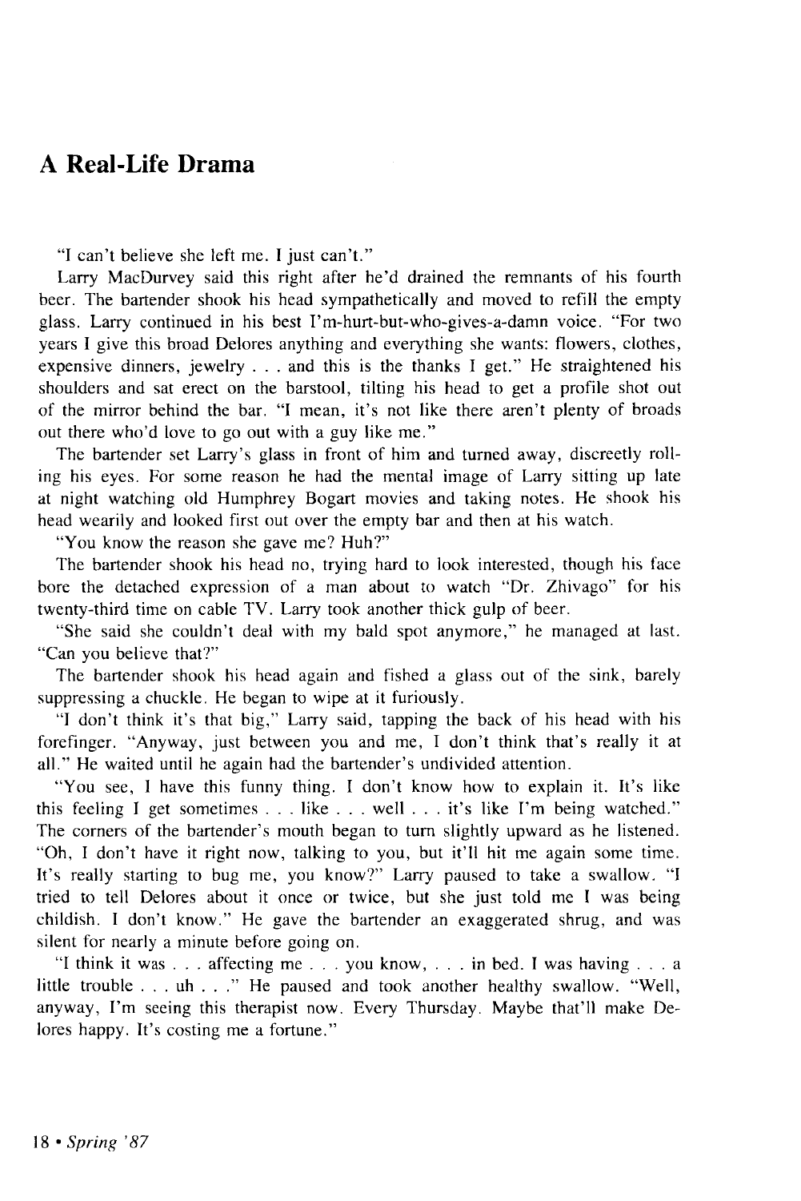## A Real-Life Drama

"I can't believe she left me. I just can't."

Larry MacDurvey said this right after he'd drained the remnants of his fourth beer. The bartender shook his head sympathetically and moved to refill the empty glass. Larry continued in his best I'm-hurt-but-who-gives-a-damn voice. "For two years I give this broad Delores anything and everything she wants: flowers, clothes, expensive dinners, jewelry . . . and this is the thanks I get." He straightened his shoulders and sat erect on the barstool, tilting his head to get a profile shot out of the mirror behind the bar. "I mean, it's not like there aren't plenty of broads out there who'd love to go out with a guy like me."

The bartender set Larry's glass in front of him and turned away, discreetly rolling his eyes. For some reason he had the mental image of Larry sitting up late at night watching old Humphrey Bogart movies and taking notes. He shook his head wearily and looked first out over the empty bar and then at his watch.

"You know the reason she gave me? Huh?"

The bartender shook his head no, trying hard to look interested, though his face bore the detached expression of a man about to watch "Dr. Zhivago" for his twenty-third time on cable TV. Larry took another thick gulp of beer.

"She said she couldn't deal with my bald spot anymore," he managed at last. "Can you believe that?"

The bartender shook his head again and fished a glass out of the sink, barely suppressing a chuckle. He began to wipe at it furiously.

"I don't think it's that big," Larry said, tapping the back of his head with his forefinger. "Anyway, just between you and me, I don't think that's really it at all." He waited until he again had the bartender's undivided attention.

"You see, I have this funny thing. I don't know how to explain it. It's like this feeling I get sometimes . . . like . . . well . . . it's like I'm being watched." The corners of the bartender's mouth began to turn slightly upward as he listened. "Oh, I don't have it right now, talking to you, but it'll hit me again some time. It's really starting to bug me, you know?" Larry paused to take a swallow. "I tried to tell Delores about it once or twice, but she just told me I was being childish. I don't know." He gave the bartender an exaggerated shrug, and was silent for nearly a minute before going on.

"I think it was . . . affecting me . . . you know, . . . in bed. I was having . . . a little trouble . . . uh . . ." He paused and took another healthy swallow. "Well, anyway, I'm seeing this therapist now. Every Thursday. Maybe that'll make Delores happy. It's costing me a fortune."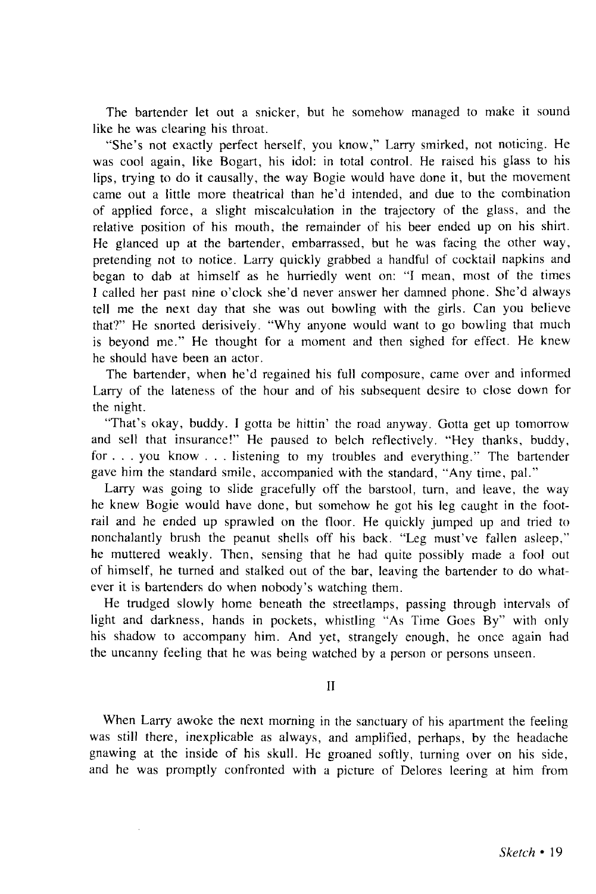The bartender let out a snicker, but he somehow managed to make it sound like he was clearing his throat.

"She's not exactly perfect herself, you know," Larry smirked, not noticing. He was cool again, like Bogart, his idol: in total control. He raised his glass to his lips, trying to do it causally, the way Bogie would have done it, but the movement came out a little more theatrical than he'd intended, and due to the combination of applied force, a slight miscalculation in the trajectory of the glass, and the relative position of his mouth, the remainder of his beer ended up on his shirt. He glanced up at the bartender, embarrassed, but he was facing the other way, pretending not to notice. Larry quickly grabbed a handful of cocktail napkins and began to dab at himself as he hurriedly went on: "I mean, most of the times I called her past nine o'clock she'd never answer her damned phone. She'd always tell me the next day that she was out bowling with the girls. Can you believe that?" He snorted derisively. "Why anyone would want to go bowling that much is beyond me." He thought for a moment and then sighed for effect. He knew he should have been an actor.

The bartender, when he'd regained his full composure, came over and informed Larry of the lateness of the hour and of his subsequent desire to close down for the night.

"That's okay, buddy. I gotta be hittin' the road anyway. Gotta get up tomorrow and sell that insurance!" He paused to belch reflectively. "Hey thanks, buddy, for . . . you know . . . listening to my troubles and everything." The bartender gave him the standard smile, accompanied with the standard, "Any time, pal."

Larry was going to slide gracefully off the barstool, turn, and leave, the way he knew Bogie would have done, but somehow he got his leg caught in the foot-rail and he ended up sprawled on the floor. He quickly jumped up and tried to nonchalantly brush the peanut shells off his back. "Leg must've fallen asleep," he muttered weakly. Then, sensing that he had quite possibly made a fool out of himself, he turned and stalked out of the bar, leaving the bartender to do whatever it is bartenders do when nobody's watching them.

He trudged slowly home beneath the streetlamps, passing through intervals of light and darkness, hands in pockets, whistling "As Time Goes By" with only his shadow to accompany him. And yet, strangely enough, he once again had the uncanny feeling that he was being watched by a person or persons unseen.

## II

When Larry awoke the next morning in the sanctuary of his apartment the feeling was still there, inexplicable as always, and amplified, perhaps, by the headache gnawing at the inside of his skull. He groaned softly, turning over on his side, and he was promptly confronted with a picture of Delores leering at him from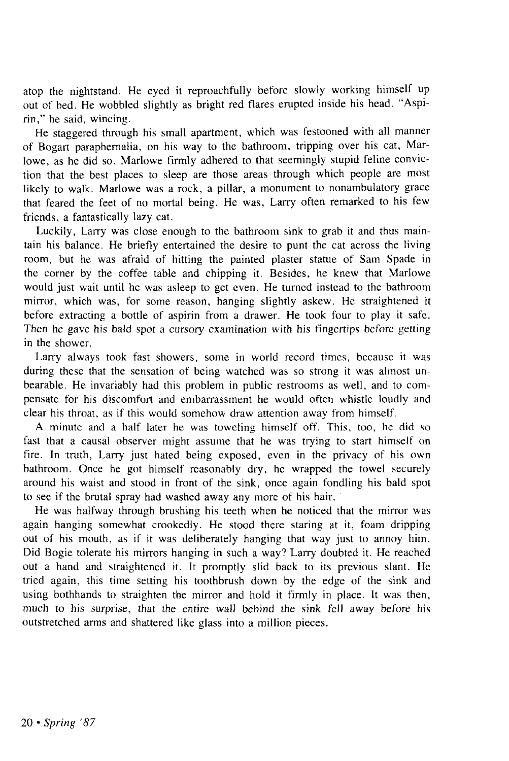atop the nightstand. He eyed it reproachfully before slowly working himself up out of bed. He wobbled slightly as bright red flares erupted inside his head. "Aspirin," he said, wincing.

He staggered through his small apartment, which was festooned with all manner of Bogart paraphernalia, on his way to the bathroom, tripping over his cat, Marlowe, as he did so. Marlowe firmly adhered to that seemingly stupid feline conviction that the best places to sleep are those areas through which people are most likely to walk. Marlowe was a rock, a pillar, a monument to nonambulatory grace that feared the feet of no mortal being. He was, Larry often remarked to his few friends, a fantastically lazy cat.

Luckily, Larry was close enough to the bathroom sink to grab it and thus maintain his balance. He briefly entertained the desire to punt the cat across the living room, but he was afraid of hitting the painted plaster statue of Sam Spade in the corner by the coffee table and chipping it. Besides, he knew that Marlowe would just wait until he was asleep to get even. He turned instead to the bathroom mirror, which was, for some reason, hanging slightly askew. He straightened it before extracting a bottle of aspirin from a drawer. He took four to play it safe. Then he gave his bald spot a cursory examination with his fingertips before getting in the shower.

Larry always took fast showers, some in world record times, because it was during these that the sensation of being watched was so strong it was almost unbearable. He invariably had this problem in public restrooms as well, and to compensate for his discomfort and embarrassment he would often whistle loudly and clear his throat, as if this would somehow draw attention away from himself.

A minute and a half later he was toweling himself off. This, too, he did so fast that a causal observer might assume that he was trying to start himself on fire. In truth, Larry just hated being exposed, even in the privacy of his own bathroom. Once he got himself reasonably dry, he wrapped the towel securely around his waist and stood in front of the sink, once again fondling his bald spot to see if the brutal spray had washed away any more of his hair.

He was halfway through brushing his teeth when he noticed that the mirror was again hanging somewhat crookedly. He stood there staring at it, foam dripping out of his mouth, as if it was deliberately hanging that way just to annoy him. Did Bogie tolerate his mirrors hanging in such a way? Larry doubted it. He reached out a hand and straightened it. It promptly slid back to its previous slant. He tried again, this time setting his toothbrush down by the edge of the sink and using bothhands to straighten the mirror and hold it firmly in place. It was then, much to his surprise, that the entire wall behind the sink fell away before his outstretched arms and shattered like glass into a million pieces.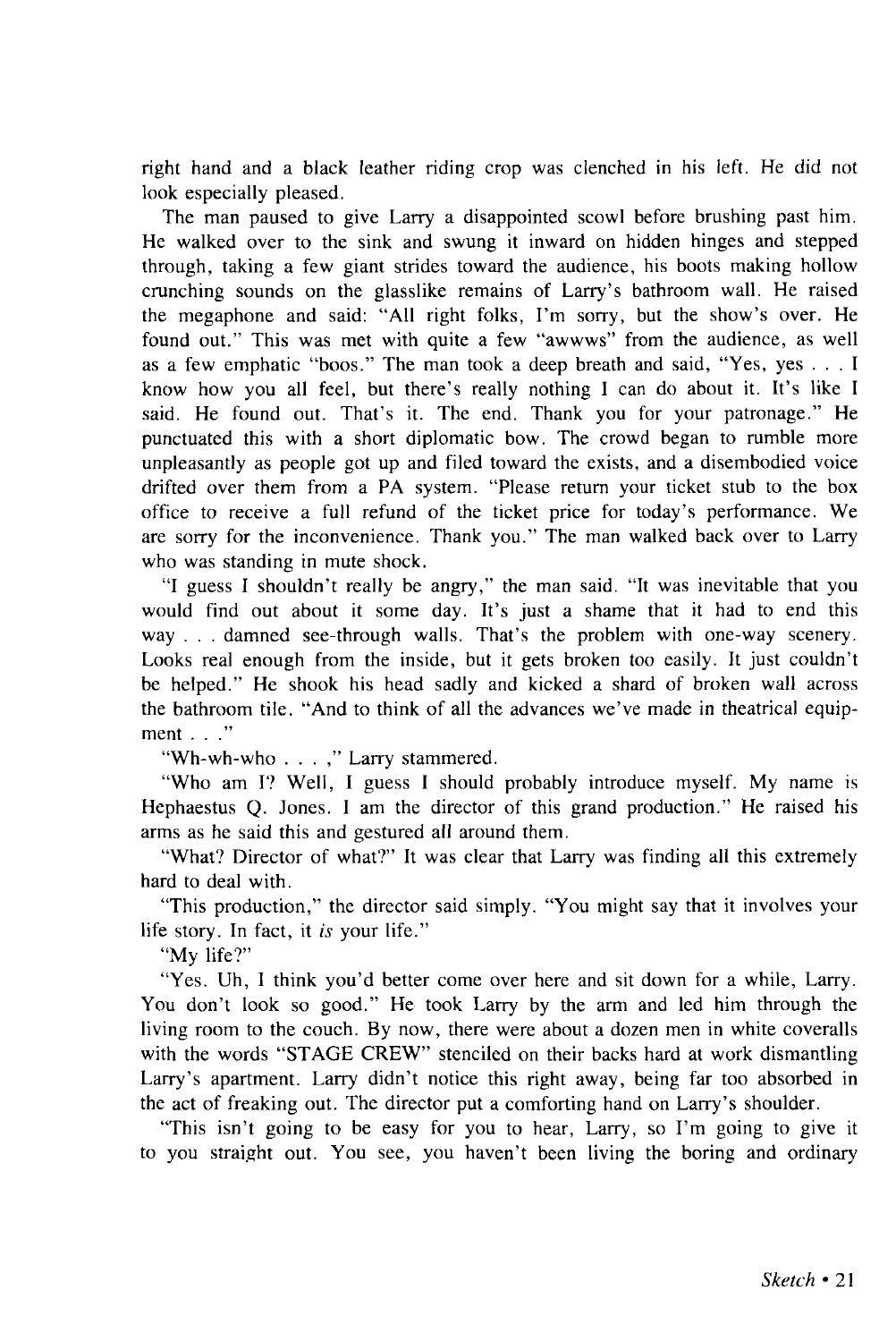right hand and a black leather riding crop was clenched in his left. He did not look especially pleased.

The man paused to give Larry a disappointed scowl before brushing past him. He walked over to the sink and swung it inward on hidden hinges and stepped through, taking a few giant strides toward the audience, his boots making hollow crunching sounds on the glasslike remains of Larry's bathroom wall. He raised the megaphone and said: "All right folks, I'm sorry, but the show's over. He found out." This was met with quite a few "awwws" from the audience, as well as a few emphatic "boos." The man took a deep breath and said, "Yes, yes . . . I know how you all feel, but there's really nothing I can do about it. It's like I said. He found out. That's it. The end. Thank you for your patronage." He punctuated this with a short diplomatic bow. The crowd began to rumble more unpleasantly as people got up and filed toward the exists, and a disembodied voice drifted over them from a PA system. "Please return your ticket stub to the box office to receive a full refund of the ticket price for today's performance. We are sorry for the inconvenience. Thank you." The man walked back over to Larry who was standing in mute shock.

"I guess I shouldn't really be angry," the man said. "It was inevitable that you would find out about it some day. It's just a shame that it had to end this way . . . damned see-through walls. That's the problem with one-way scenery. Looks real enough from the inside, but it gets broken too easily. It just couldn't be helped." He shook his head sadly and kicked a shard of broken wall across the bathroom tile. "And to think of all the advances we've made in theatrical equipment . . ."

"Wh-wh-who . . . ," Larry stammered.

"Who am I? Well, I guess I should probably introduce myself. My name is Hephaestus Q. Jones. I am the director of this grand production." He raised his arms as he said this and gestured all around them.

"What? Director of what?" It was clear that Larry was finding all this extremely hard to deal with.

"This production," the director said simply. "You might say that it involves your life story. In fact, it *is* your life."

"My life?"

"Yes. Uh, I think you'd better come over here and sit down for a while, Larry. You don't look so good." He took Larry by the arm and led him through the living room to the couch. By now, there were about a dozen men in white coveralls with the words "STAGE CREW" stenciled on their backs hard at work dismantling Larry's apartment. Larry didn't notice this right away, being far too absorbed in the act of freaking out. The director put a comforting hand on Larry's shoulder.

"This isn't going to be easy for you to hear, Larry, so I'm going to give it to you straight out. You see, you haven't been living the boring and ordinary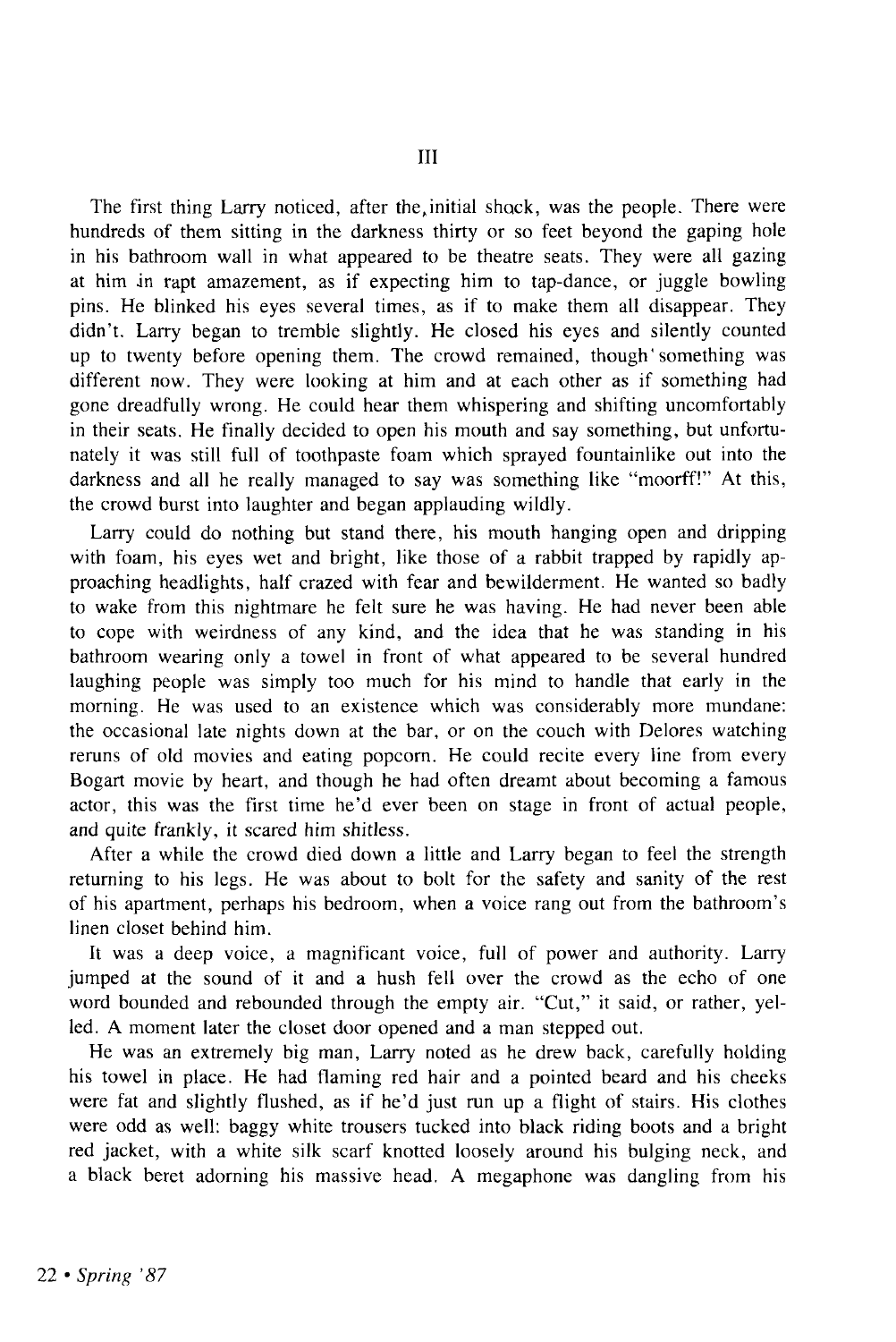III

The first thing Larry noticed, after the initial shock, was the people. There were hundreds of them sitting in the darkness thirty or so feet beyond the gaping hole in his bathroom wall in what appeared to be theatre seats. They were all gazing at him in rapt amazement, as if expecting him to tap-dance, or juggle bowling pins. He blinked his eyes several times, as if to make them all disappear. They didn't. Larry began to tremble slightly. He closed his eyes and silently counted up to twenty before opening them. The crowd remained, though something was different now. They were looking at him and at each other as if something had gone dreadfully wrong. He could hear them whispering and shifting uncomfortably in their seats. He finally decided to open his mouth and say something, but unfortunately it was still full of toothpaste foam which sprayed fountainlike out into the darkness and all he really managed to say was something like "moorff!" At this, the crowd burst into laughter and began applauding wildly.

Larry could do nothing but stand there, his mouth hanging open and dripping with foam, his eyes wet and bright, like those of a rabbit trapped by rapidly approaching headlights, half crazed with fear and bewilderment. He wanted so badly to wake from this nightmare he felt sure he was having. He had never been able to cope with weirdness of any kind, and the idea that he was standing in his bathroom wearing only a towel in front of what appeared to be several hundred laughing people was simply too much for his mind to handle that early in the morning. He was used to an existence which was considerably more mundane: the occasional late nights down at the bar, or on the couch with Delores watching reruns of old movies and eating popcorn. He could recite every line from every Bogart movie by heart, and though he had often dreamt about becoming a famous actor, this was the first time he'd ever been on stage in front of actual people, and quite frankly, it scared him shitless.

After a while the crowd died down a little and Larry began to feel the strength returning to his legs. He was about to bolt for the safety and sanity of the rest of his apartment, perhaps his bedroom, when a voice rang out from the bathroom's linen closet behind him.

It was a deep voice, a magnificant voice, full of power and authority. Larry jumped at the sound of it and a hush fell over the crowd as the echo of one word bounded and rebounded through the empty air. "Cut," it said, or rather, yelled. A moment later the closet door opened and a man stepped out.

He was an extremely big man, Larry noted as he drew back, carefully holding his towel in place. He had flaming red hair and a pointed beard and his cheeks were fat and slightly flushed, as if he'd just run up a flight of stairs. His clothes were odd as well: baggy white trousers tucked into black riding boots and a bright red jacket, with a white silk scarf knotted loosely around his bulging neck, and a black beret adorning his massive head. A megaphone was dangling from his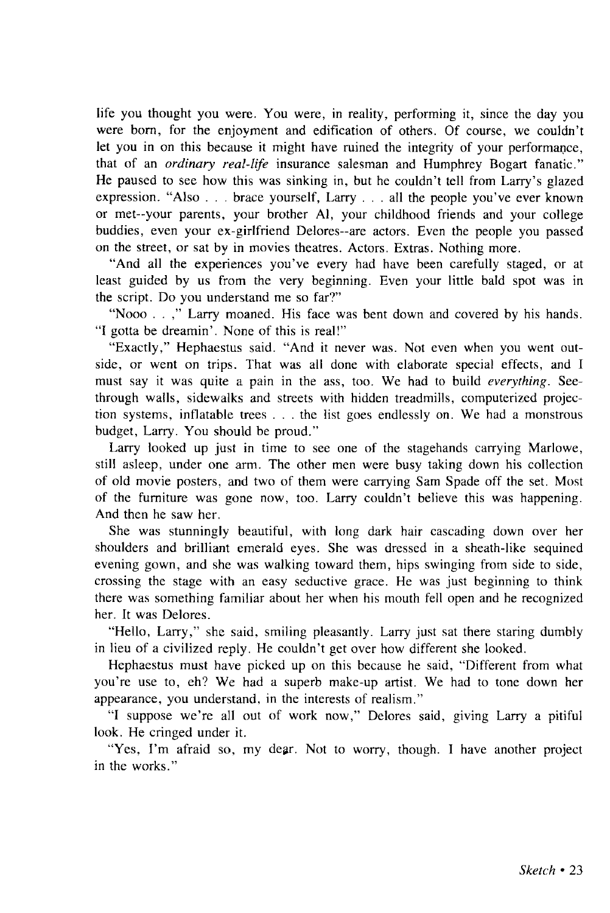life you thought you were. You were, in reality, performing it, since the day you were born, for the enjoyment and edification of others. Of course, we couldn't let you in on this because it might have ruined the integrity of your performance, that of an *ordinary real-life* insurance salesman and Humphrey Bogart fanatic." He paused to see how this was sinking in, but he couldn't tell from Larry's glazed expression. "Also . . . brace yourself, Larry . . . all the people you've ever known or met--your parents, your brother Al, your childhood friends and your college buddies, even your ex-girlfriend Delores--are actors. Even the people you passed on the street, or sat by in movies theatres. Actors. Extras. Nothing more.

"And all the experiences you've every had have been carefully staged, or at least guided by us from the very beginning. Even your little bald spot was in the script. Do you understand me so far?"

"Nooo . . ," Larry moaned. His face was bent down and covered by his hands. "I gotta be dreamin'. None of this is real!"

"Exactly," Hephaestus said. "And it never was. Not even when you went outside, or went on trips. That was all done with elaborate special effects, and I must say it was quite a pain in the ass, too. We had to build *everything*. See-through walls, sidewalks and streets with hidden treadmills, computerized projection systems, inflatable trees . . . the list goes endlessly on. We had a monstrous budget, Larry. You should be proud."

Larry looked up just in time to see one of the stagehands carrying Marlowe, still asleep, under one arm. The other men were busy taking down his collection of old movie posters, and two of them were carrying Sam Spade off the set. Most of the furniture was gone now, too. Larry couldn't believe this was happening. And then he saw her.

She was stunningly beautiful, with long dark hair cascading down over her shoulders and brilliant emerald eyes. She was dressed in a sheath-like sequined evening gown, and she was walking toward them, hips swinging from side to side, crossing the stage with an easy seductive grace. He was just beginning to think there was something familiar about her when his mouth fell open and he recognized her. It was Delores.

"Hello, Larry," she said, smiling pleasantly. Larry just sat there staring dumbly in lieu of a civilized reply. He couldn't get over how different she looked.

Hephaestus must have picked up on this because he said, "Different from what you're use to, eh? We had a superb make-up artist. We had to tone down her appearance, you understand, in the interests of realism."

"I suppose we're all out of work now," Delores said, giving Larry a pitiful look. He cringed under it.

"Yes, I'm afraid so, my dear. Not to worry, though. I have another project in the works."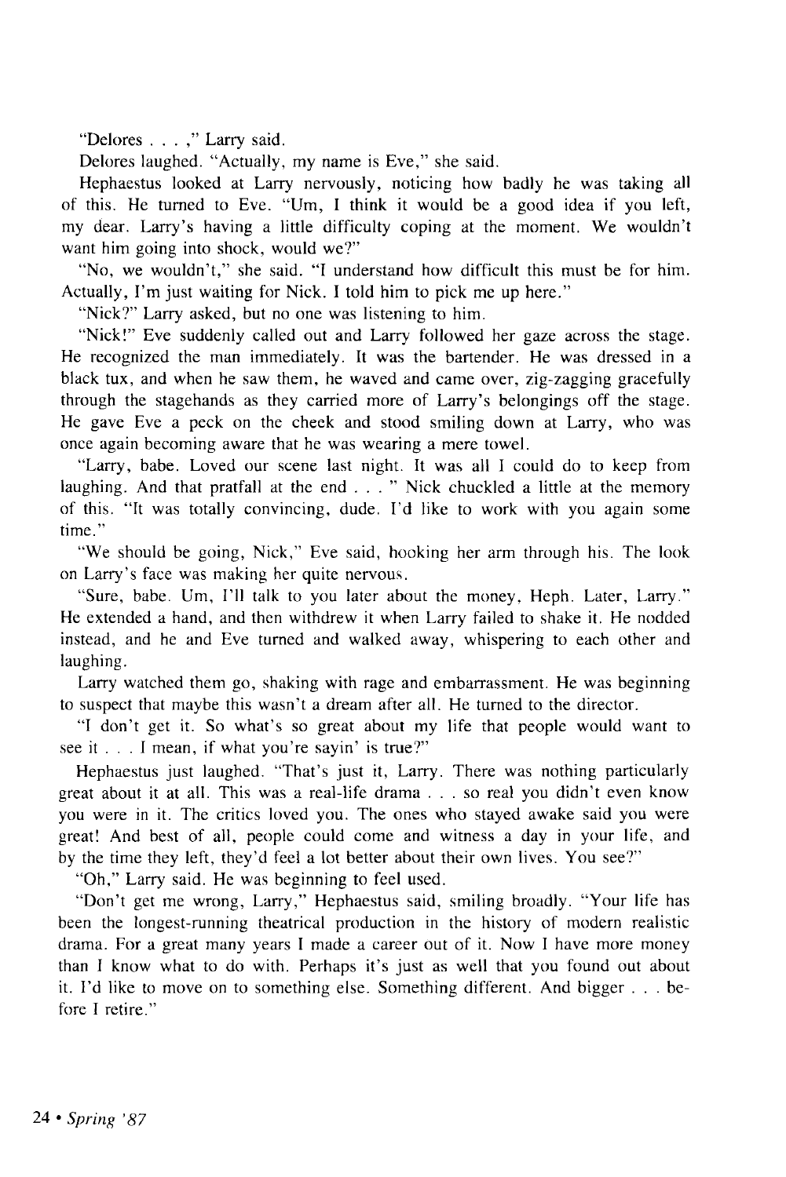"Delores . . . ," Larry said.

Delores laughed. "Actually, my name is Eve," she said.

Hephaestus looked at Larry nervously, noticing how badly he was taking all of this. He turned to Eve. "Um, I think it would be a good idea if you left, my dear. Larry's having a little difficulty coping at the moment. We wouldn't want him going into shock, would we?"

"No, we wouldn't," she said. "I understand how difficult this must be for him. Actually, I'm just waiting for Nick. I told him to pick me up here."

"Nick?" Larry asked, but no one was listening to him.

"Nick!" Eve suddenly called out and Larry followed her gaze across the stage. He recognized the man immediately. It was the bartender. He was dressed in a black tux, and when he saw them, he waved and came over, zig-zagging gracefully through the stagehands as they carried more of Larry's belongings off the stage. He gave Eve a peck on the cheek and stood smiling down at Larry, who was once again becoming aware that he was wearing a mere towel.

"Larry, babe. Loved our scene last night. It was all I could do to keep from laughing. And that pratfall at the end . . . " Nick chuckled a little at the memory of this. "It was totally convincing, dude. I'd like to work with you again some time."

"We should be going, Nick," Eve said, hooking her arm through his. The look on Larry's face was making her quite nervous.

"Sure, babe. Um, I'll talk to you later about the money, Heph. Later, Larry." He extended a hand, and then withdrew it when Larry failed to shake it. He nodded instead, and he and Eve turned and walked away, whispering to each other and laughing.

Larry watched them go, shaking with rage and embarrassment. He was beginning to suspect that maybe this wasn't a dream after all. He turned to the director.

"I don't get it. So what's so great about my life that people would want to see it . . . I mean, if what you're sayin' is true?"

Hephaestus just laughed. "That's just it, Larry. There was nothing particularly great about it at all. This was a real-life drama . . . so real you didn't even know you were in it. The critics loved you. The ones who stayed awake said you were great! And best of all, people could come and witness a day in your life, and by the time they left, they'd feel a lot better about their own lives. You see?"

"Oh," Larry said. He was beginning to feel used.

"Don't get me wrong, Larry," Hephaestus said, smiling broadly. "Your life has been the longest-running theatrical production in the history of modern realistic drama. For a great many years I made a career out of it. Now I have more money than I know what to do with. Perhaps it's just as well that you found out about it. I'd like to move on to something else. Something different. And bigger . . . before I retire."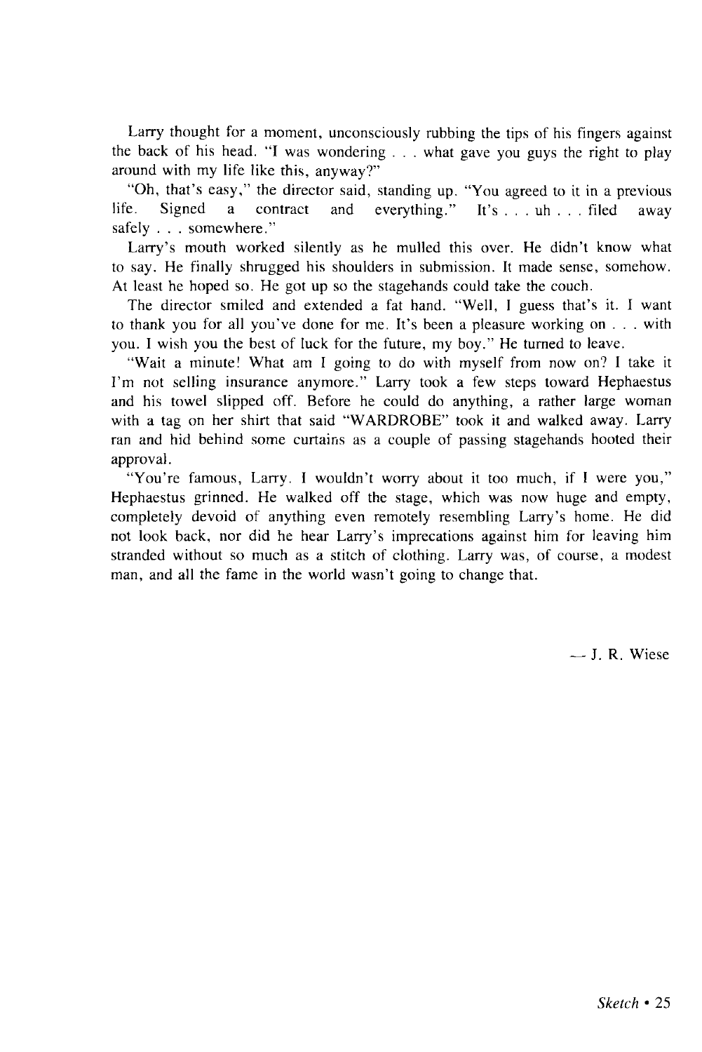Larry thought for a moment, unconsciously rubbing the tips of his fingers against the back of his head. "I was wondering . . . what gave you guys the right to play around with my life like this, anyway?"

"Oh, that's easy," the director said, standing up. "You agreed to it in a previous life. Signed a contract and everything." It's . . . uh . . . filed away safely . . . somewhere."

Larry's mouth worked silently as he mulled this over. He didn't know what to say. He finally shrugged his shoulders in submission. It made sense, somehow. At least he hoped so. He got up so the stagehands could take the couch.

The director smiled and extended a fat hand. "Well, I guess that's it. I want to thank you for all you've done for me. It's been a pleasure working on . . . with you. I wish you the best of luck for the future, my boy." He turned to leave.

"Wait a minute! What am I going to do with myself from now on? I take it I'm not selling insurance anymore." Larry took a few steps toward Hephaestus and his towel slipped off. Before he could do anything, a rather large woman with a tag on her shirt that said "WARDROBE" took it and walked away. Larry ran and hid behind some curtains as a couple of passing stagehands hooted their approval.

"You're famous, Larry. I wouldn't worry about it too much, if I were you," Hephaestus grinned. He walked off the stage, which was now huge and empty, completely devoid of anything even remotely resembling Larry's home. He did not look back, nor did he hear Larry's imprecations against him for leaving him stranded without so much as a stitch of clothing. Larry was, of course, a modest man, and all the fame in the world wasn't going to change that.

— J. R. Wiese